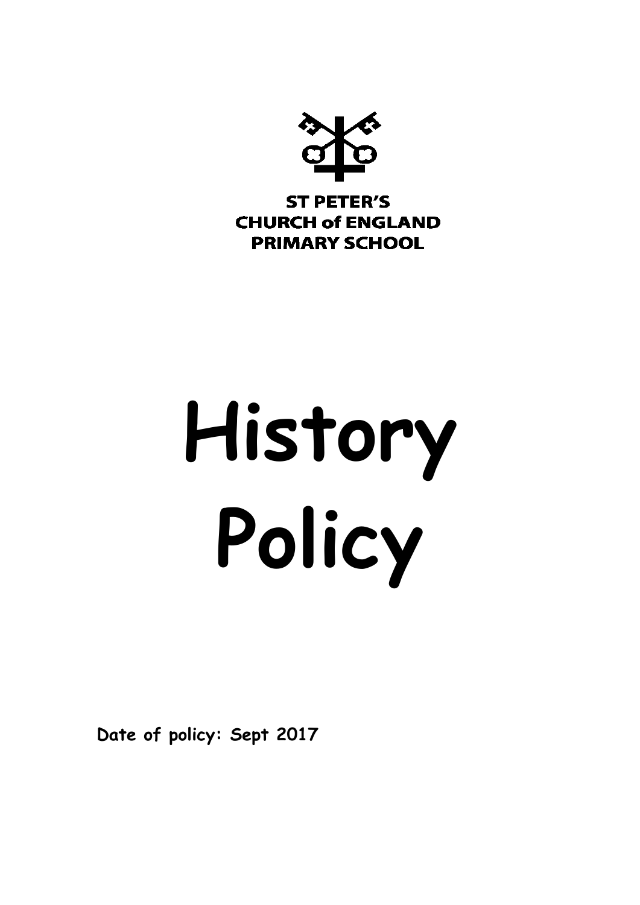ST PETER'S
CHURCH of ENGLAND
PRIMARY SCHOOL

# History Policy

**Date of policy: Sept 2017**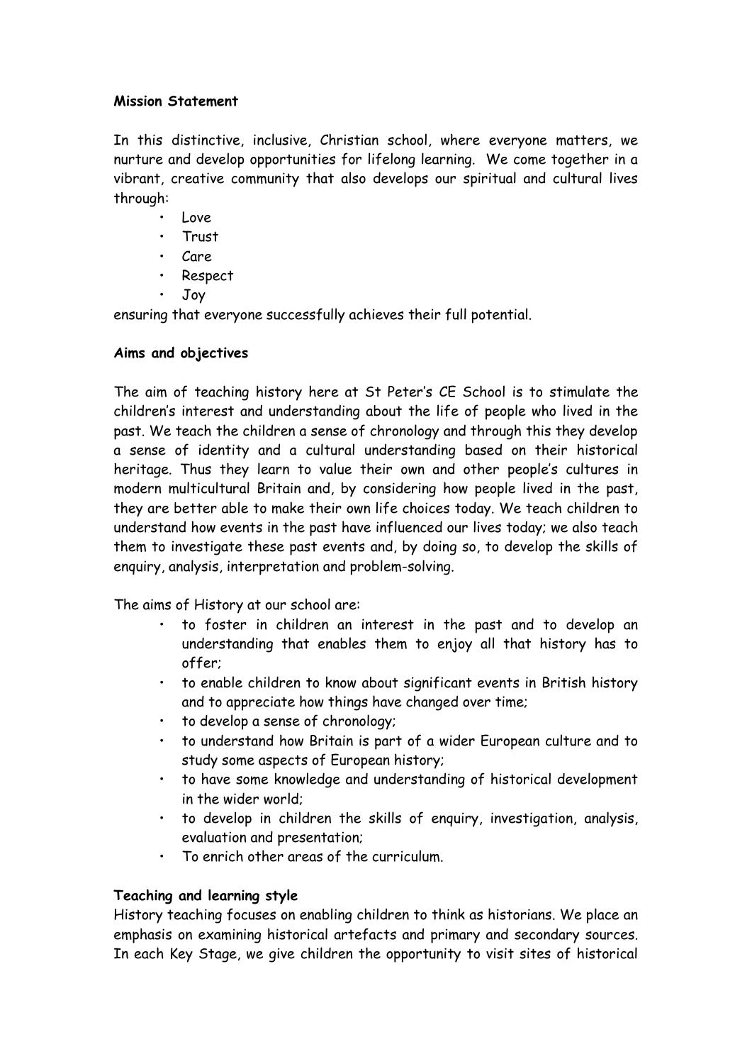**Mission Statement**

In this distinctive, inclusive, Christian school, where everyone matters, we nurture and develop opportunities for lifelong learning. We come together in a vibrant, creative community that also develops our spiritual and cultural lives through:

- Love
- Trust
- Care
- Respect
- Joy

ensuring that everyone successfully achieves their full potential.

**Aims and objectives**

The aim of teaching history here at St Peter's CE School is to stimulate the children's interest and understanding about the life of people who lived in the past. We teach the children a sense of chronology and through this they develop a sense of identity and a cultural understanding based on their historical heritage. Thus they learn to value their own and other people's cultures in modern multicultural Britain and, by considering how people lived in the past, they are better able to make their own life choices today. We teach children to understand how events in the past have influenced our lives today; we also teach them to investigate these past events and, by doing so, to develop the skills of enquiry, analysis, interpretation and problem-solving.

The aims of History at our school are:

- to foster in children an interest in the past and to develop an understanding that enables them to enjoy all that history has to offer;
- to enable children to know about significant events in British history and to appreciate how things have changed over time;
- to develop a sense of chronology;
- to understand how Britain is part of a wider European culture and to study some aspects of European history;
- to have some knowledge and understanding of historical development in the wider world;
- to develop in children the skills of enquiry, investigation, analysis, evaluation and presentation;
- To enrich other areas of the curriculum.

**Teaching and learning style**

History teaching focuses on enabling children to think as historians. We place an emphasis on examining historical artefacts and primary and secondary sources. In each Key Stage, we give children the opportunity to visit sites of historical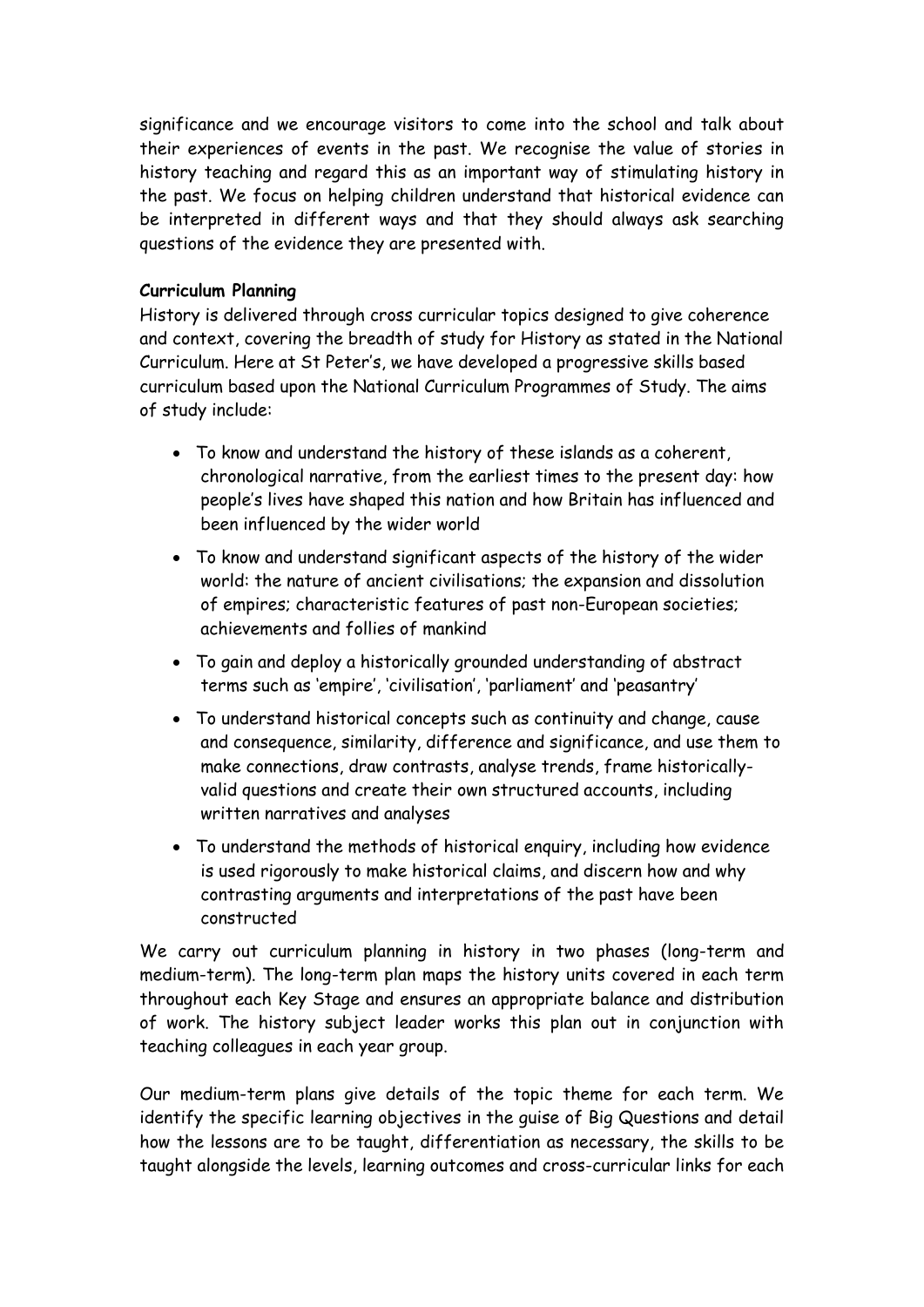significance and we encourage visitors to come into the school and talk about their experiences of events in the past. We recognise the value of stories in history teaching and regard this as an important way of stimulating history in the past. We focus on helping children understand that historical evidence can be interpreted in different ways and that they should always ask searching questions of the evidence they are presented with.

**Curriculum Planning**

History is delivered through cross curricular topics designed to give coherence and context, covering the breadth of study for History as stated in the National Curriculum. Here at St Peter's, we have developed a progressive skills based curriculum based upon the National Curriculum Programmes of Study. The aims of study include:

- To know and understand the history of these islands as a coherent, chronological narrative, from the earliest times to the present day: how people's lives have shaped this nation and how Britain has influenced and been influenced by the wider world
- To know and understand significant aspects of the history of the wider world: the nature of ancient civilisations; the expansion and dissolution of empires; characteristic features of past non-European societies; achievements and follies of mankind
- To gain and deploy a historically grounded understanding of abstract terms such as 'empire', 'civilisation', 'parliament' and 'peasantry'
- To understand historical concepts such as continuity and change, cause and consequence, similarity, difference and significance, and use them to make connections, draw contrasts, analyse trends, frame historically-valid questions and create their own structured accounts, including written narratives and analyses
- To understand the methods of historical enquiry, including how evidence is used rigorously to make historical claims, and discern how and why contrasting arguments and interpretations of the past have been constructed

We carry out curriculum planning in history in two phases (long-term and medium-term). The long-term plan maps the history units covered in each term throughout each Key Stage and ensures an appropriate balance and distribution of work. The history subject leader works this plan out in conjunction with teaching colleagues in each year group.

Our medium-term plans give details of the topic theme for each term. We identify the specific learning objectives in the guise of Big Questions and detail how the lessons are to be taught, differentiation as necessary, the skills to be taught alongside the levels, learning outcomes and cross-curricular links for each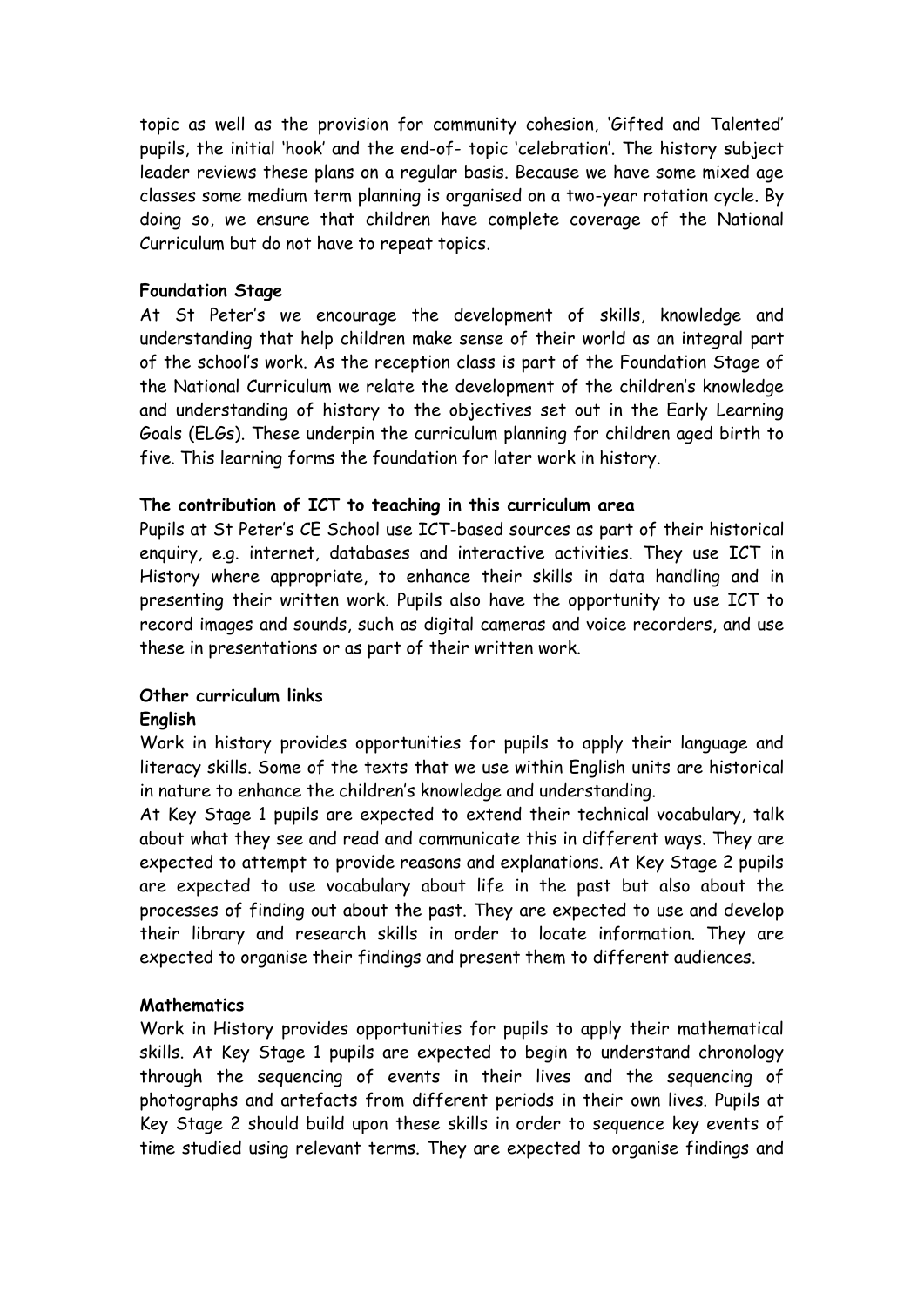topic as well as the provision for community cohesion, 'Gifted and Talented' pupils, the initial 'hook' and the end-of- topic 'celebration'. The history subject leader reviews these plans on a regular basis. Because we have some mixed age classes some medium term planning is organised on a two-year rotation cycle. By doing so, we ensure that children have complete coverage of the National Curriculum but do not have to repeat topics.

**Foundation Stage**

At St Peter's we encourage the development of skills, knowledge and understanding that help children make sense of their world as an integral part of the school's work. As the reception class is part of the Foundation Stage of the National Curriculum we relate the development of the children's knowledge and understanding of history to the objectives set out in the Early Learning Goals (ELGs). These underpin the curriculum planning for children aged birth to five. This learning forms the foundation for later work in history.

**The contribution of ICT to teaching in this curriculum area**

Pupils at St Peter's CE School use ICT-based sources as part of their historical enquiry, e.g. internet, databases and interactive activities. They use ICT in History where appropriate, to enhance their skills in data handling and in presenting their written work. Pupils also have the opportunity to use ICT to record images and sounds, such as digital cameras and voice recorders, and use these in presentations or as part of their written work.

**Other curriculum links**

**English**

Work in history provides opportunities for pupils to apply their language and literacy skills. Some of the texts that we use within English units are historical in nature to enhance the children's knowledge and understanding.

At Key Stage 1 pupils are expected to extend their technical vocabulary, talk about what they see and read and communicate this in different ways. They are expected to attempt to provide reasons and explanations. At Key Stage 2 pupils are expected to use vocabulary about life in the past but also about the processes of finding out about the past. They are expected to use and develop their library and research skills in order to locate information. They are expected to organise their findings and present them to different audiences.

**Mathematics**

Work in History provides opportunities for pupils to apply their mathematical skills. At Key Stage 1 pupils are expected to begin to understand chronology through the sequencing of events in their lives and the sequencing of photographs and artefacts from different periods in their own lives. Pupils at Key Stage 2 should build upon these skills in order to sequence key events of time studied using relevant terms. They are expected to organise findings and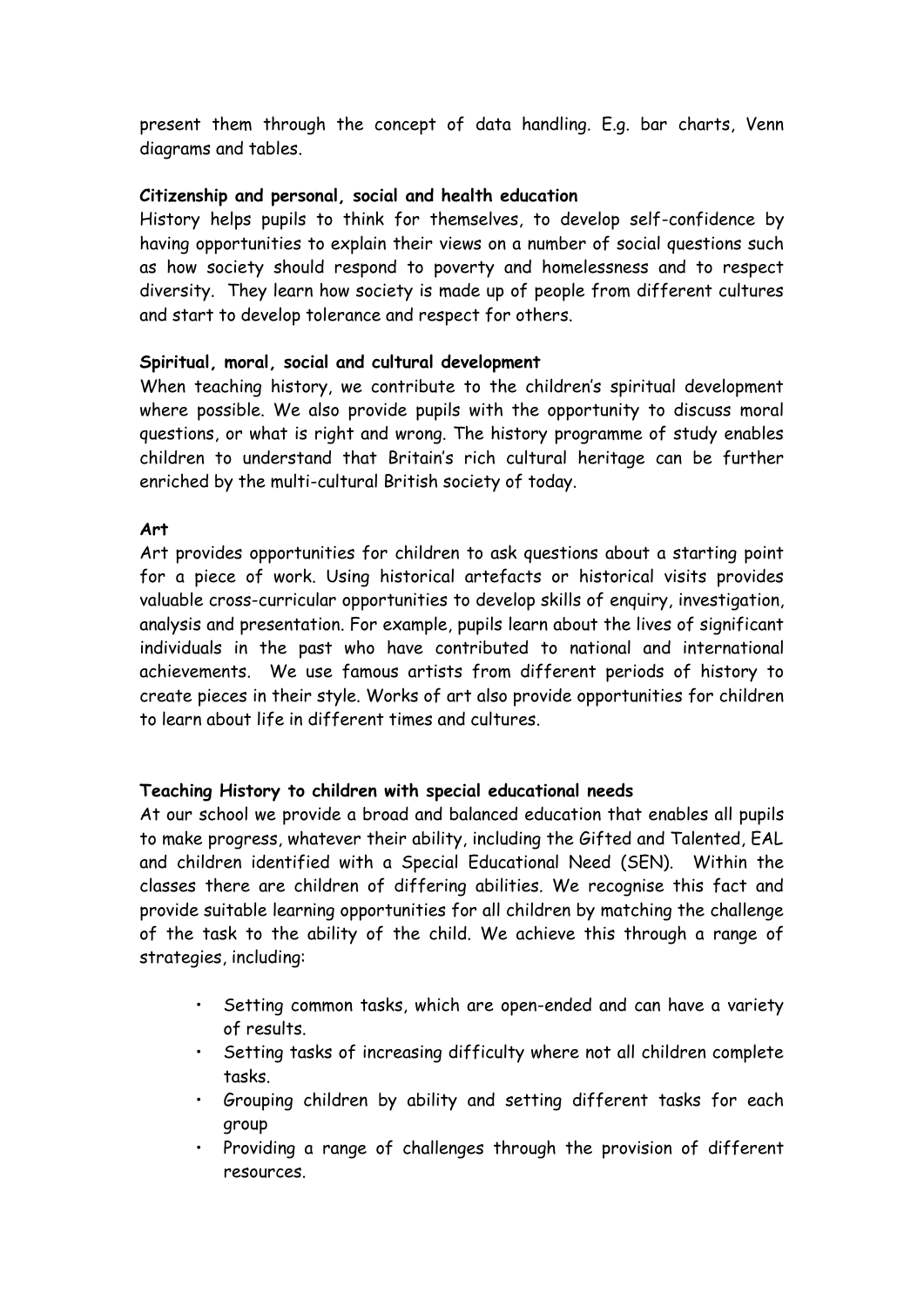present them through the concept of data handling. E.g. bar charts, Venn diagrams and tables.

**Citizenship and personal, social and health education**

History helps pupils to think for themselves, to develop self-confidence by having opportunities to explain their views on a number of social questions such as how society should respond to poverty and homelessness and to respect diversity. They learn how society is made up of people from different cultures and start to develop tolerance and respect for others.

**Spiritual, moral, social and cultural development**

When teaching history, we contribute to the children's spiritual development where possible. We also provide pupils with the opportunity to discuss moral questions, or what is right and wrong. The history programme of study enables children to understand that Britain's rich cultural heritage can be further enriched by the multi-cultural British society of today.

**Art**

Art provides opportunities for children to ask questions about a starting point for a piece of work. Using historical artefacts or historical visits provides valuable cross-curricular opportunities to develop skills of enquiry, investigation, analysis and presentation. For example, pupils learn about the lives of significant individuals in the past who have contributed to national and international achievements. We use famous artists from different periods of history to create pieces in their style. Works of art also provide opportunities for children to learn about life in different times and cultures.

**Teaching History to children with special educational needs**

At our school we provide a broad and balanced education that enables all pupils to make progress, whatever their ability, including the Gifted and Talented, EAL and children identified with a Special Educational Need (SEN). Within the classes there are children of differing abilities. We recognise this fact and provide suitable learning opportunities for all children by matching the challenge of the task to the ability of the child. We achieve this through a range of strategies, including:

- Setting common tasks, which are open-ended and can have a variety of results.
- Setting tasks of increasing difficulty where not all children complete tasks.
- Grouping children by ability and setting different tasks for each group
- Providing a range of challenges through the provision of different resources.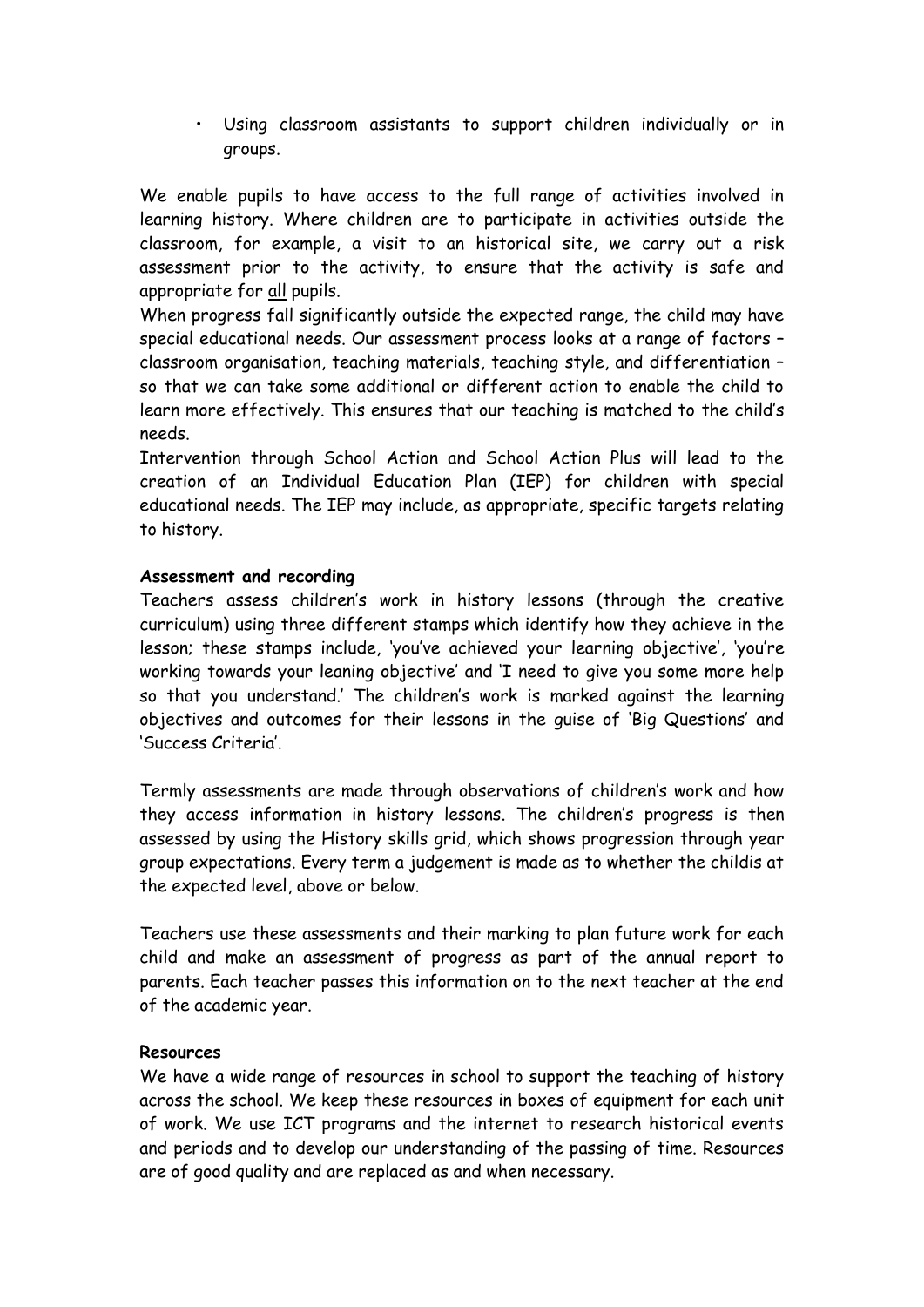- Using classroom assistants to support children individually or in groups.

We enable pupils to have access to the full range of activities involved in learning history. Where children are to participate in activities outside the classroom, for example, a visit to an historical site, we carry out a risk assessment prior to the activity, to ensure that the activity is safe and appropriate for all pupils.

When progress fall significantly outside the expected range, the child may have special educational needs. Our assessment process looks at a range of factors – classroom organisation, teaching materials, teaching style, and differentiation – so that we can take some additional or different action to enable the child to learn more effectively. This ensures that our teaching is matched to the child's needs.

Intervention through School Action and School Action Plus will lead to the creation of an Individual Education Plan (IEP) for children with special educational needs. The IEP may include, as appropriate, specific targets relating to history.

**Assessment and recording**

Teachers assess children's work in history lessons (through the creative curriculum) using three different stamps which identify how they achieve in the lesson; these stamps include, 'you've achieved your learning objective', 'you're working towards your leaning objective' and 'I need to give you some more help so that you understand.' The children's work is marked against the learning objectives and outcomes for their lessons in the guise of 'Big Questions' and 'Success Criteria'.

Termly assessments are made through observations of children's work and how they access information in history lessons. The children's progress is then assessed by using the History skills grid, which shows progression through year group expectations. Every term a judgement is made as to whether the childis at the expected level, above or below.

Teachers use these assessments and their marking to plan future work for each child and make an assessment of progress as part of the annual report to parents. Each teacher passes this information on to the next teacher at the end of the academic year.

**Resources**

We have a wide range of resources in school to support the teaching of history across the school. We keep these resources in boxes of equipment for each unit of work. We use ICT programs and the internet to research historical events and periods and to develop our understanding of the passing of time. Resources are of good quality and are replaced as and when necessary.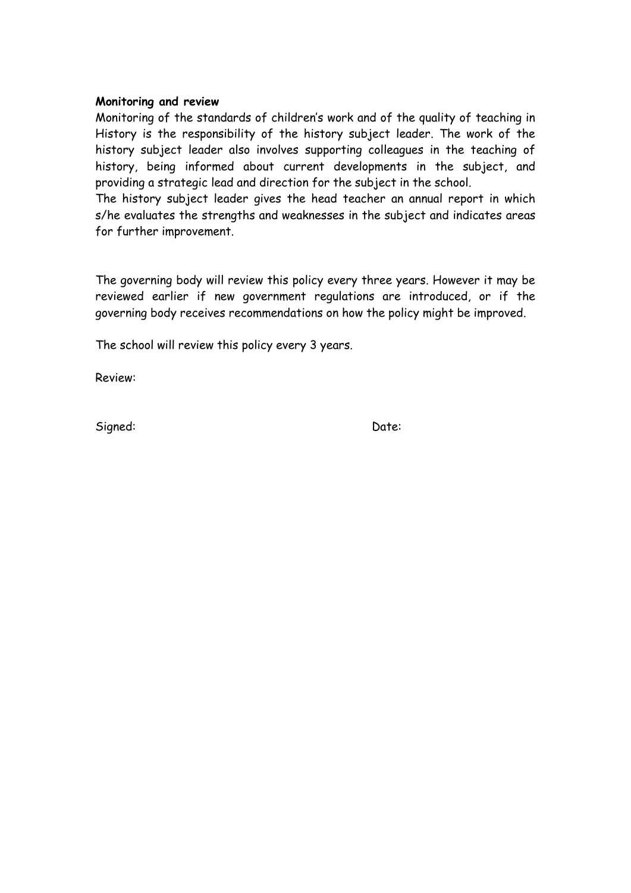**Monitoring and review**

Monitoring of the standards of children's work and of the quality of teaching in History is the responsibility of the history subject leader. The work of the history subject leader also involves supporting colleagues in the teaching of history, being informed about current developments in the subject, and providing a strategic lead and direction for the subject in the school.

The history subject leader gives the head teacher an annual report in which s/he evaluates the strengths and weaknesses in the subject and indicates areas for further improvement.

The governing body will review this policy every three years. However it may be reviewed earlier if new government regulations are introduced, or if the governing body receives recommendations on how the policy might be improved.

The school will review this policy every 3 years.

Review:

Signed: Date: